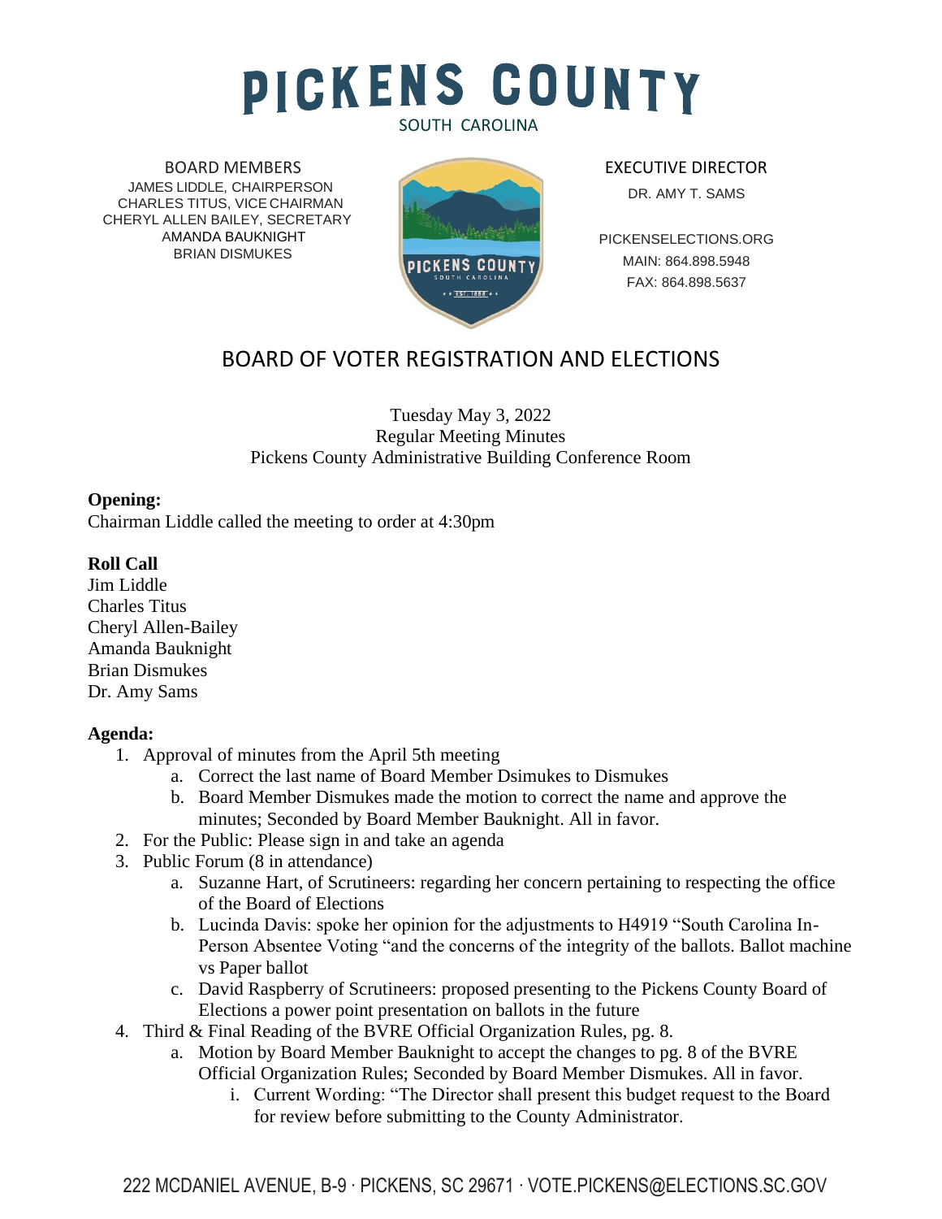# PICKENS COUNTY

SOUTH CAROLINA

BOARD MEMBERS
JAMES LIDDLE, CHAIRPERSON
CHARLES TITUS, VICE CHAIRMAN
CHERYL ALLEN BAILEY, SECRETARY
AMANDA BAUKNIGHT
BRIAN DISMUKES

EXECUTIVE DIRECTOR
DR. AMY T. SAMS

PICKENSELECTIONS.ORG
MAIN: 864.898.5948
FAX: 864.898.5637

## BOARD OF VOTER REGISTRATION AND ELECTIONS

Tuesday May 3, 2022
Regular Meeting Minutes
Pickens County Administrative Building Conference Room

**Opening:**
Chairman Liddle called the meeting to order at 4:30pm

**Roll Call**
Jim Liddle
Charles Titus
Cheryl Allen-Bailey
Amanda Bauknight
Brian Dismukes
Dr. Amy Sams

**Agenda:**

1. Approval of minutes from the April 5th meeting
    a. Correct the last name of Board Member Dsimukes to Dismukes
    b. Board Member Dismukes made the motion to correct the name and approve the minutes; Seconded by Board Member Bauknight. All in favor.
2. For the Public: Please sign in and take an agenda
3. Public Forum (8 in attendance)
    a. Suzanne Hart, of Scrutineers: regarding her concern pertaining to respecting the office of the Board of Elections
    b. Lucinda Davis: spoke her opinion for the adjustments to H4919 "South Carolina In-Person Absentee Voting "and the concerns of the integrity of the ballots. Ballot machine vs Paper ballot
    c. David Raspberry of Scrutineers: proposed presenting to the Pickens County Board of Elections a power point presentation on ballots in the future
4. Third & Final Reading of the BVRE Official Organization Rules, pg. 8.
    a. Motion by Board Member Bauknight to accept the changes to pg. 8 of the BVRE Official Organization Rules; Seconded by Board Member Dismukes. All in favor.
        i. Current Wording: "The Director shall present this budget request to the Board for review before submitting to the County Administrator.

222 MCDANIEL AVENUE, B-9 · PICKENS, SC 29671 · VOTE.PICKENS@ELECTIONS.SC.GOV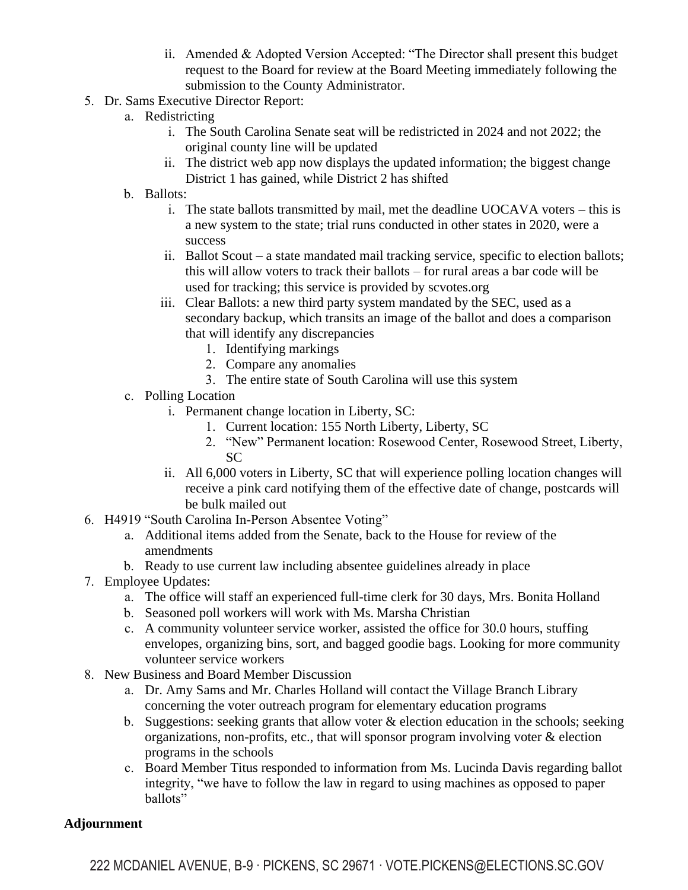ii. Amended & Adopted Version Accepted: "The Director shall present this budget request to the Board for review at the Board Meeting immediately following the submission to the County Administrator.

5. Dr. Sams Executive Director Report:
   a. Redistricting
      i. The South Carolina Senate seat will be redistricted in 2024 and not 2022; the original county line will be updated
      ii. The district web app now displays the updated information; the biggest change District 1 has gained, while District 2 has shifted
   b. Ballots:
      i. The state ballots transmitted by mail, met the deadline UOCAVA voters – this is a new system to the state; trial runs conducted in other states in 2020, were a success
      ii. Ballot Scout – a state mandated mail tracking service, specific to election ballots; this will allow voters to track their ballots – for rural areas a bar code will be used for tracking; this service is provided by scvotes.org
      iii. Clear Ballots: a new third party system mandated by the SEC, used as a secondary backup, which transits an image of the ballot and does a comparison that will identify any discrepancies
         1. Identifying markings
         2. Compare any anomalies
         3. The entire state of South Carolina will use this system
   c. Polling Location
      i. Permanent change location in Liberty, SC:
         1. Current location: 155 North Liberty, Liberty, SC
         2. "New" Permanent location: Rosewood Center, Rosewood Street, Liberty, SC
      ii. All 6,000 voters in Liberty, SC that will experience polling location changes will receive a pink card notifying them of the effective date of change, postcards will be bulk mailed out
6. H4919 "South Carolina In-Person Absentee Voting"
   a. Additional items added from the Senate, back to the House for review of the amendments
   b. Ready to use current law including absentee guidelines already in place
7. Employee Updates:
   a. The office will staff an experienced full-time clerk for 30 days, Mrs. Bonita Holland
   b. Seasoned poll workers will work with Ms. Marsha Christian
   c. A community volunteer service worker, assisted the office for 30.0 hours, stuffing envelopes, organizing bins, sort, and bagged goodie bags. Looking for more community volunteer service workers
8. New Business and Board Member Discussion
   a. Dr. Amy Sams and Mr. Charles Holland will contact the Village Branch Library concerning the voter outreach program for elementary education programs
   b. Suggestions: seeking grants that allow voter & election education in the schools; seeking organizations, non-profits, etc., that will sponsor program involving voter & election programs in the schools
   c. Board Member Titus responded to information from Ms. Lucinda Davis regarding ballot integrity, "we have to follow the law in regard to using machines as opposed to paper ballots"

**Adjournment**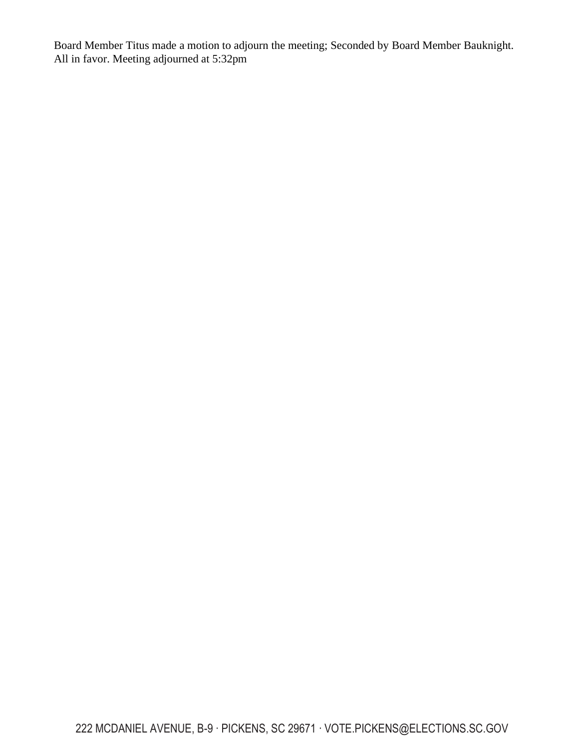Board Member Titus made a motion to adjourn the meeting; Seconded by Board Member Bauknight. All in favor. Meeting adjourned at 5:32pm